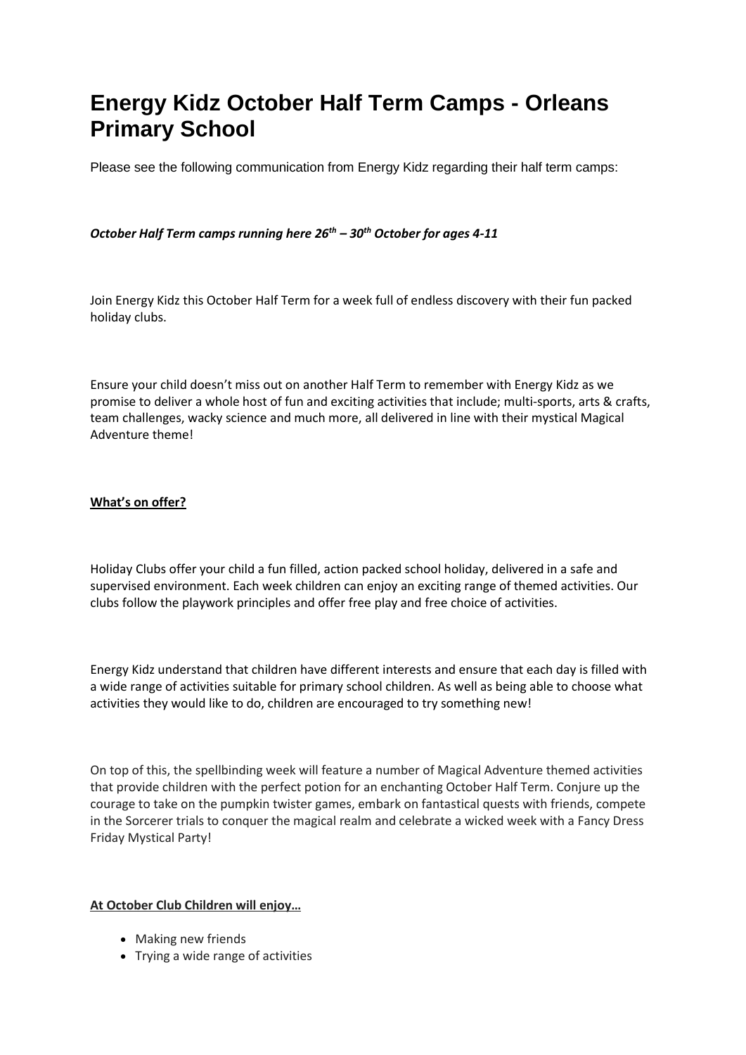# Energy Kidz October Half Term Camps - Orleans Primary School

Please see the following communication from Energy Kidz regarding their half term camps:

***October Half Term camps running here 26th – 30th October for ages 4-11***

Join Energy Kidz this October Half Term for a week full of endless discovery with their fun packed holiday clubs.

Ensure your child doesn't miss out on another Half Term to remember with Energy Kidz as we promise to deliver a whole host of fun and exciting activities that include; multi-sports, arts & crafts, team challenges, wacky science and much more, all delivered in line with their mystical Magical Adventure theme!

**What's on offer?**

Holiday Clubs offer your child a fun filled, action packed school holiday, delivered in a safe and supervised environment. Each week children can enjoy an exciting range of themed activities. Our clubs follow the playwork principles and offer free play and free choice of activities.

Energy Kidz understand that children have different interests and ensure that each day is filled with a wide range of activities suitable for primary school children. As well as being able to choose what activities they would like to do, children are encouraged to try something new!

On top of this, the spellbinding week will feature a number of Magical Adventure themed activities that provide children with the perfect potion for an enchanting October Half Term. Conjure up the courage to take on the pumpkin twister games, embark on fantastical quests with friends, compete in the Sorcerer trials to conquer the magical realm and celebrate a wicked week with a Fancy Dress Friday Mystical Party!

**At October Club Children will enjoy…**

- Making new friends
- Trying a wide range of activities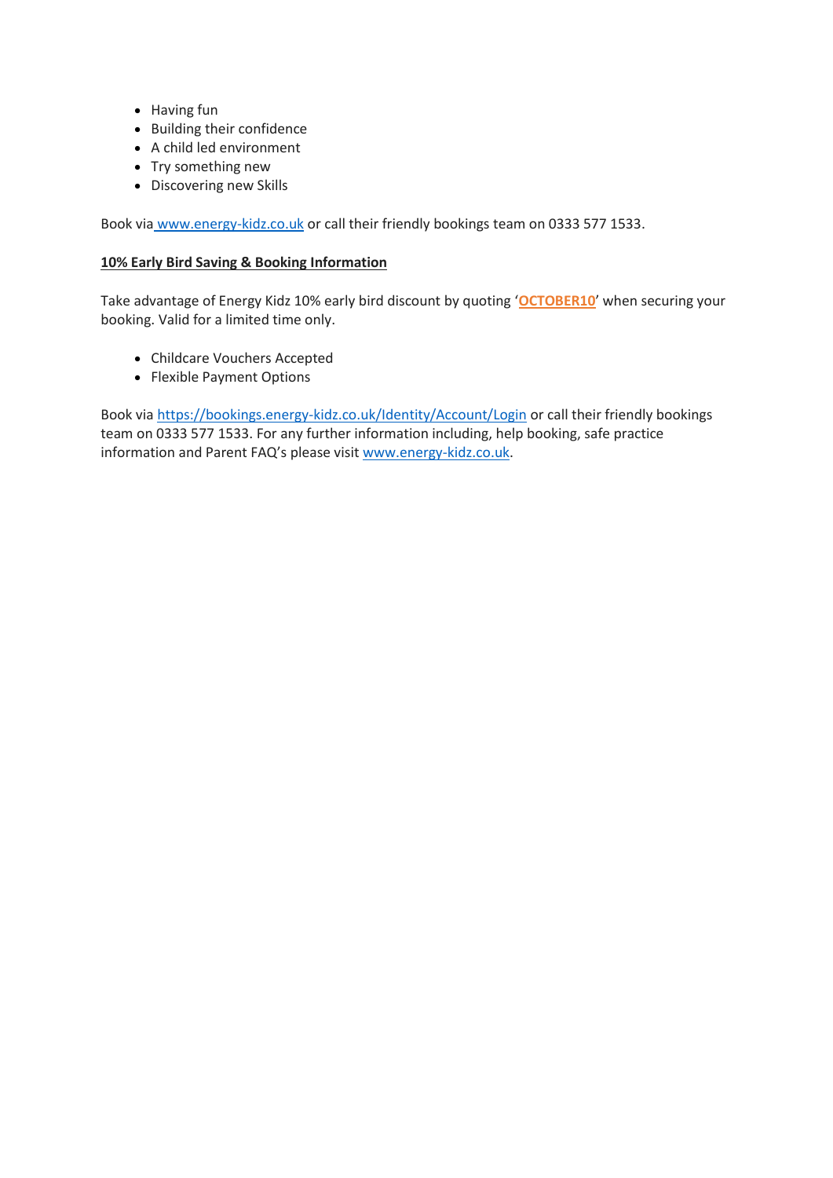- Having fun
- Building their confidence
- A child led environment
- Try something new
- Discovering new Skills

Book via [www.energy-kidz.co.uk](http://www.energy-kidz.co.uk) or call their friendly bookings team on 0333 577 1533.

**10% Early Bird Saving & Booking Information**

Take advantage of Energy Kidz 10% early bird discount by quoting '**OCTOBER10**' when securing your booking. Valid for a limited time only.

- Childcare Vouchers Accepted
- Flexible Payment Options

Book via [https://bookings.energy-kidz.co.uk/Identity/Account/Login](https://bookings.energy-kidz.co.uk/Identity/Account/Login) or call their friendly bookings team on 0333 577 1533. For any further information including, help booking, safe practice information and Parent FAQ's please visit [www.energy-kidz.co.uk](http://www.energy-kidz.co.uk).